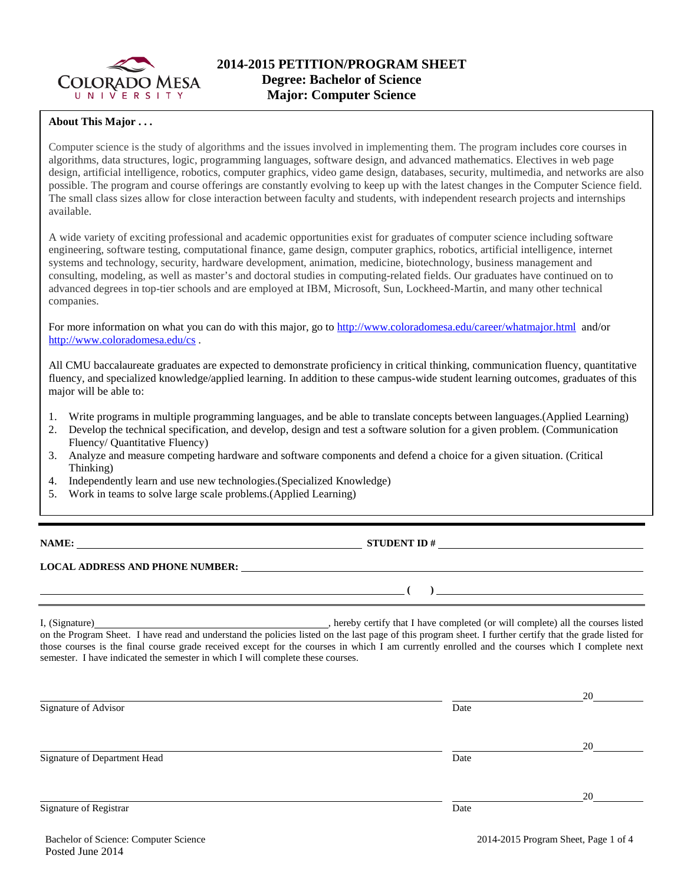# 2014-2015 PETITION/PROGRAM SHEET
## Degree: Bachelor of Science
## Major: Computer Science

**About This Major . . .**

Computer science is the study of algorithms and the issues involved in implementing them. The program includes core courses in algorithms, data structures, logic, programming languages, software design, and advanced mathematics. Electives in web page design, artificial intelligence, robotics, computer graphics, video game design, databases, security, multimedia, and networks are also possible. The program and course offerings are constantly evolving to keep up with the latest changes in the Computer Science field. The small class sizes allow for close interaction between faculty and students, with independent research projects and internships available.

A wide variety of exciting professional and academic opportunities exist for graduates of computer science including software engineering, software testing, computational finance, game design, computer graphics, robotics, artificial intelligence, internet systems and technology, security, hardware development, animation, medicine, biotechnology, business management and consulting, modeling, as well as master's and doctoral studies in computing-related fields. Our graduates have continued on to advanced degrees in top-tier schools and are employed at IBM, Microsoft, Sun, Lockheed-Martin, and many other technical companies.

For more information on what you can do with this major, go to http://www.coloradomesa.edu/career/whatmajor.html and/or http://www.coloradomesa.edu/cs .

All CMU baccalaureate graduates are expected to demonstrate proficiency in critical thinking, communication fluency, quantitative fluency, and specialized knowledge/applied learning. In addition to these campus-wide student learning outcomes, graduates of this major will be able to:

1. Write programs in multiple programming languages, and be able to translate concepts between languages.(Applied Learning)
2. Develop the technical specification, and develop, design and test a software solution for a given problem. (Communication Fluency/ Quantitative Fluency)
3. Analyze and measure competing hardware and software components and defend a choice for a given situation. (Critical Thinking)
4. Independently learn and use new technologies.(Specialized Knowledge)
5. Work in teams to solve large scale problems.(Applied Learning)

---

**NAME:** ______________________ **STUDENT ID #** ______________________

**LOCAL ADDRESS AND PHONE NUMBER:** ______________________

______________________ **( )** ______________________

I, (Signature)______________________, hereby certify that I have completed (or will complete) all the courses listed on the Program Sheet. I have read and understand the policies listed on the last page of this program sheet. I further certify that the grade listed for those courses is the final course grade received except for the courses in which I am currently enrolled and the courses which I complete next semester. I have indicated the semester in which I will complete these courses.

______________________ ______________ 20______
Signature of Advisor Date

______________________ ______________ 20______
Signature of Department Head Date

______________________ ______________ 20______
Signature of Registrar Date

Bachelor of Science: Computer Science
Posted June 2014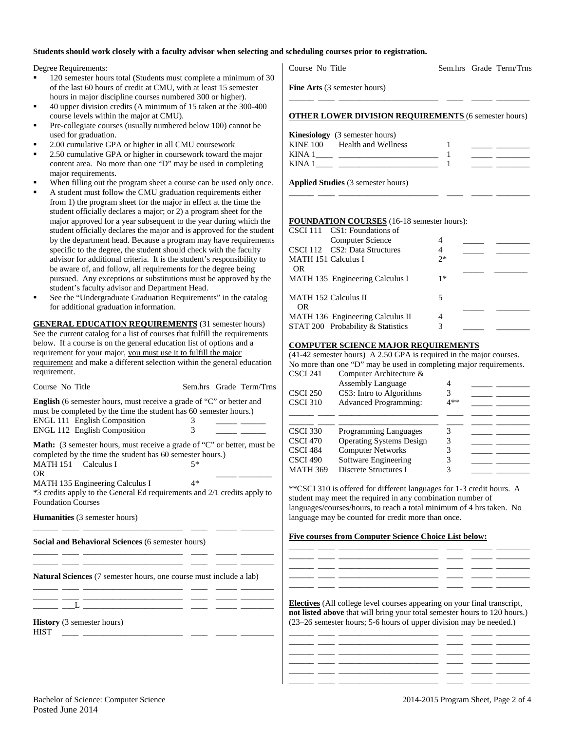**Students should work closely with a faculty advisor when selecting and scheduling courses prior to registration.**

Degree Requirements:

- 120 semester hours total (Students must complete a minimum of 30 of the last 60 hours of credit at CMU, with at least 15 semester hours in major discipline courses numbered 300 or higher).
- 40 upper division credits (A minimum of 15 taken at the 300-400 course levels within the major at CMU).
- Pre-collegiate courses (usually numbered below 100) cannot be used for graduation.
- 2.00 cumulative GPA or higher in all CMU coursework
- 2.50 cumulative GPA or higher in coursework toward the major content area. No more than one "D" may be used in completing major requirements.
- When filling out the program sheet a course can be used only once.
- A student must follow the CMU graduation requirements either from 1) the program sheet for the major in effect at the time the student officially declares a major; or 2) a program sheet for the major approved for a year subsequent to the year during which the student officially declares the major and is approved for the student by the department head. Because a program may have requirements specific to the degree, the student should check with the faculty advisor for additional criteria. It is the student's responsibility to be aware of, and follow, all requirements for the degree being pursued. Any exceptions or substitutions must be approved by the student's faculty advisor and Department Head.
- See the "Undergraduate Graduation Requirements" in the catalog for additional graduation information.

**GENERAL EDUCATION REQUIREMENTS** (31 semester hours) See the current catalog for a list of courses that fulfill the requirements below. If a course is on the general education list of options and a requirement for your major, you must use it to fulfill the major requirement and make a different selection within the general education requirement.

| Course No Title | Sem.hrs | Grade | Term/Trns |
|---|---|---|---|

**English** (6 semester hours, must receive a grade of "C" or better and must be completed by the time the student has 60 semester hours.)

| Course No Title | Sem.hrs | Grade | Term/Trns |
|---|---|---|---|
| ENGL 111 English Composition | 3 | _____ | ______ |
| ENGL 112 English Composition | 3 | _____ | ______ |

**Math:** (3 semester hours, must receive a grade of "C" or better, must be completed by the time the student has 60 semester hours.)

| Course No Title | Sem.hrs | Grade | Term/Trns |
|---|---|---|---|
| MATH 151 Calculus I | 5* | | |
| OR | | _____ | ________ |
| MATH 135 Engineering Calculus I | 4* | | |

*3 credits apply to the General Ed requirements and 2/1 credits apply to Foundation Courses

**Humanities** (3 semester hours)

______ ____ ________________________ ____ _____ ________

**Social and Behavioral Sciences** (6 semester hours)

______ ____ ________________________ ____ _____ ________
______ ____ ________________________ ____ _____ ________

**Natural Sciences** (7 semester hours, one course must include a lab)

______ ____ ________________________ ____ _____ ________
______ ____ ________________________ ____ _____ ________
______ ___L ________________________ ____ _____ ________

**History** (3 semester hours)

HIST ____ ________________________ ____ _____ ________

| Course No Title | Sem.hrs | Grade | Term/Trns |
|---|---|---|---|

**Fine Arts** (3 semester hours)

______ ____ ________________________ ____ _____ ________

**OTHER LOWER DIVISION REQUIREMENTS** (6 semester hours)

**Kinesiology** (3 semester hours)

| Course No Title | Sem.hrs | Grade | Term/Trns |
|---|---|---|---|
| KINE 100 Health and Wellness | 1 | _____ | ________ |
| KINA 1____ ________________________ | 1 | _____ | ________ |
| KINA 1____ ________________________ | 1 | _____ | ________ |

**Applied Studies** (3 semester hours)

______ ____ ________________________ ____ _____ ________

**FOUNDATION COURSES** (16-18 semester hours):

| Course No Title | Sem.hrs | Grade | Term/Trns |
|---|---|---|---|
| CSCI 111 CS1: Foundations of Computer Science | 4 | _____ | ________ |
| CSCI 112 CS2: Data Structures | 4 | _____ | ________ |
| MATH 151 Calculus I | 2* | | |
| OR | | _____ | ________ |
| MATH 135 Engineering Calculus I | 1* | | |
| MATH 152 Calculus II | 5 | | |
| OR | | _____ | ________ |
| MATH 136 Engineering Calculus II | 4 | | |
| STAT 200 Probability & Statistics | 3 | _____ | ________ |

**COMPUTER SCIENCE MAJOR REQUIREMENTS** (41-42 semester hours) A 2.50 GPA is required in the major courses. No more than one "D" may be used in completing major requirements.

| Course No Title | Sem.hrs | Grade | Term/Trns |
|---|---|---|---|
| CSCI 241 Computer Architecture & Assembly Language | 4 | _____ | ________ |
| CSCI 250 CS3: Intro to Algorithms | 3 | _____ | ________ |
| CSCI 310 Advanced Programming: | 4** | _____ | ________ |
| ______ ____ ________________________ | ____ | _____ | ________ |
| ______ ____ ________________________ | ____ | _____ | ________ |
| CSCI 330 Programming Languages | 3 | _____ | ________ |
| CSCI 470 Operating Systems Design | 3 | _____ | ________ |
| CSCI 484 Computer Networks | 3 | _____ | ________ |
| CSCI 490 Software Engineering | 3 | _____ | ________ |
| MATH 369 Discrete Structures I | 3 | _____ | ________ |

**CSCI 310 is offered for different languages for 1-3 credit hours. A student may meet the required in any combination number of languages/courses/hours, to reach a total minimum of 4 hrs taken. No language may be counted for credit more than once.

**Five courses from Computer Science Choice List below:**

______ ____ ________________________ ____ _____ ________
______ ____ ________________________ ____ _____ ________
______ ____ ________________________ ____ _____ ________
______ ____ ________________________ ____ _____ ________
______ ____ ________________________ ____ _____ ________

**Electives** (All college level courses appearing on your final transcript, **not listed above** that will bring your total semester hours to 120 hours.) (23–26 semester hours; 5-6 hours of upper division may be needed.)

______ ____ ________________________ ____ _____ ________
______ ____ ________________________ ____ _____ ________
______ ____ ________________________ ____ _____ ________
______ ____ ________________________ ____ _____ ________
______ ____ ________________________ ____ _____ ________
______ ____ ________________________ ____ _____ ________

Posted June 2014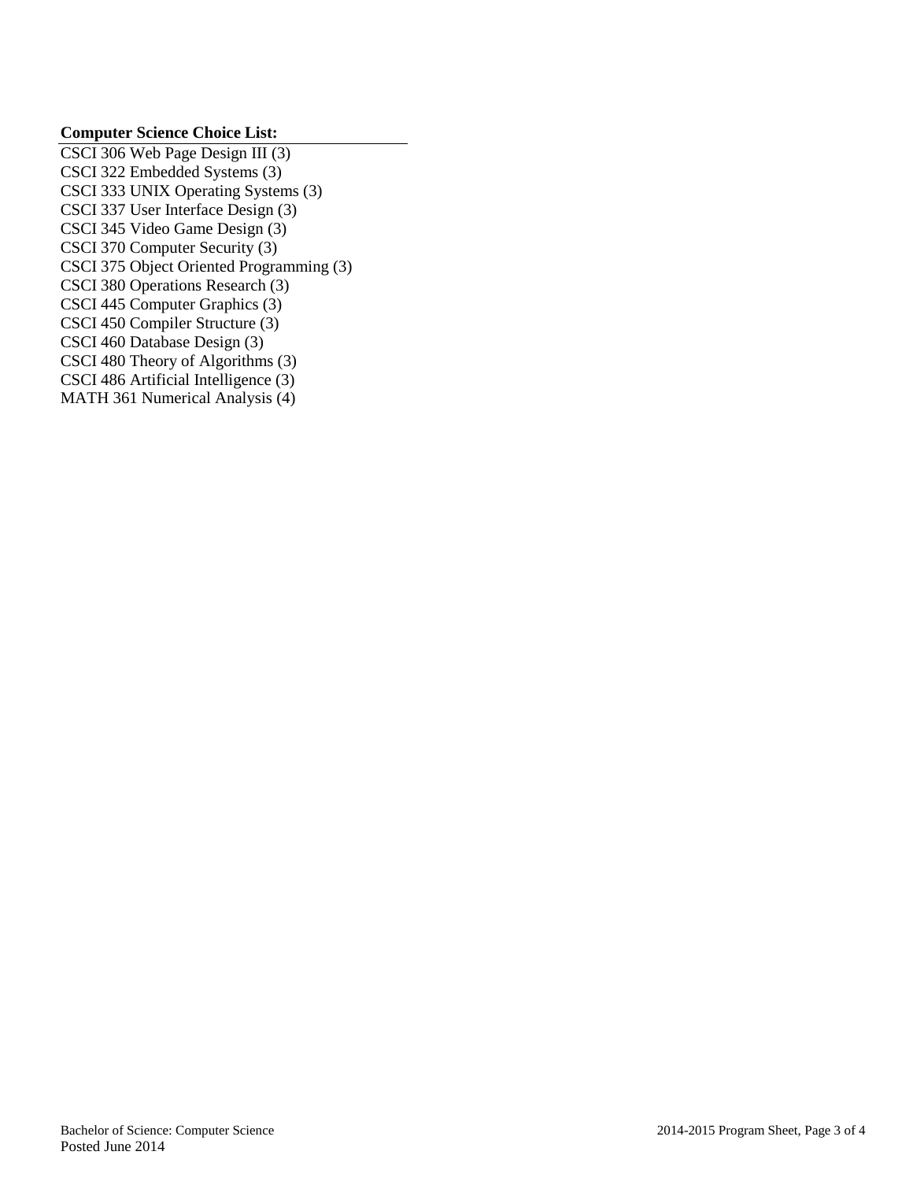**Computer Science Choice List:**

CSCI 306 Web Page Design III (3)
CSCI 322 Embedded Systems (3)
CSCI 333 UNIX Operating Systems (3)
CSCI 337 User Interface Design (3)
CSCI 345 Video Game Design (3)
CSCI 370 Computer Security (3)
CSCI 375 Object Oriented Programming (3)
CSCI 380 Operations Research (3)
CSCI 445 Computer Graphics (3)
CSCI 450 Compiler Structure (3)
CSCI 460 Database Design (3)
CSCI 480 Theory of Algorithms (3)
CSCI 486 Artificial Intelligence (3)
MATH 361 Numerical Analysis (4)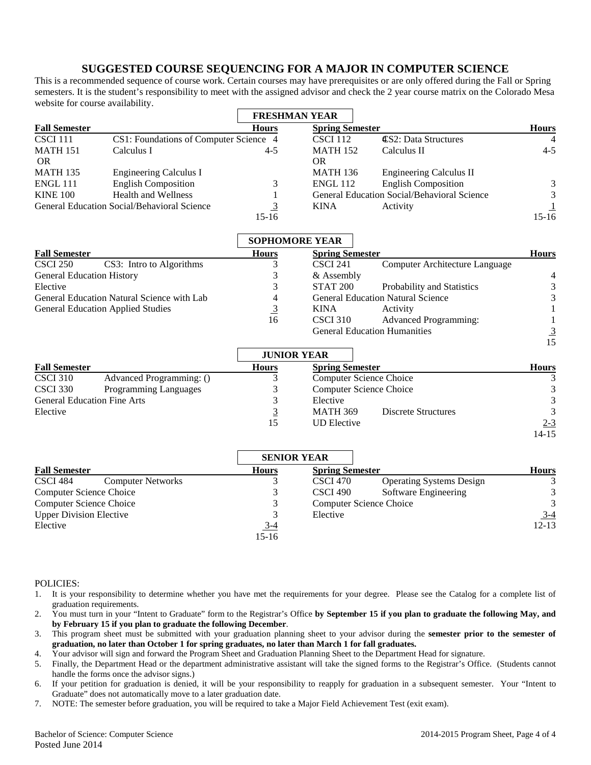## SUGGESTED COURSE SEQUENCING FOR A MAJOR IN COMPUTER SCIENCE

This is a recommended sequence of course work. Certain courses may have prerequisites or are only offered during the Fall or Spring semesters. It is the student's responsibility to meet with the assigned advisor and check the 2 year course matrix on the Colorado Mesa website for course availability.

### FRESHMAN YEAR

| Fall Semester | | Hours | Spring Semester | | Hours |
|---|---|---|---|---|---|
| CSCI 111 | CS1: Foundations of Computer Science | 4 | CSCI 112 | CS2: Data Structures | 4 |
| MATH 151 | Calculus I | 4-5 | MATH 152 | Calculus II | 4-5 |
| OR | | | OR | | |
| MATH 135 | Engineering Calculus I | | MATH 136 | Engineering Calculus II | |
| ENGL 111 | English Composition | 3 | ENGL 112 | English Composition | 3 |
| KINE 100 | Health and Wellness | 1 | General Education Social/Behavioral Science | | 3 |
| General Education Social/Behavioral Science | | 3 | KINA | Activity | 1 |
| | | 15-16 | | | 15-16 |

### SOPHOMORE YEAR

| Fall Semester | | Hours | Spring Semester | | Hours |
|---|---|---|---|---|---|
| CSCI 250 | CS3: Intro to Algorithms | 3 | CSCI 241 | Computer Architecture Language & Assembly | 4 |
| General Education History | | 3 | STAT 200 | Probability and Statistics | 3 |
| Elective | | 3 | General Education Natural Science | | 3 |
| General Education Natural Science with Lab | | 4 | KINA | Activity | 1 |
| General Education Applied Studies | | 3 | CSCI 310 | Advanced Programming: | 1 |
| | | 16 | General Education Humanities | | 3 |
| | | | | | 15 |

### JUNIOR YEAR

| Fall Semester | | Hours | Spring Semester | | Hours |
|---|---|---|---|---|---|
| CSCI 310 | Advanced Programming: () | 3 | Computer Science Choice | | 3 |
| CSCI 330 | Programming Languages | 3 | Computer Science Choice | | 3 |
| General Education Fine Arts | | 3 | Elective | | 3 |
| Elective | | 3 | MATH 369 | Discrete Structures | 3 |
| | | 15 | UD Elective | | 2-3 |
| | | | | | 14-15 |

### SENIOR YEAR

| Fall Semester | | Hours | Spring Semester | | Hours |
|---|---|---|---|---|---|
| CSCI 484 | Computer Networks | 3 | CSCI 470 | Operating Systems Design | 3 |
| Computer Science Choice | | 3 | CSCI 490 | Software Engineering | 3 |
| Computer Science Choice | | 3 | Computer Science Choice | | 3 |
| Upper Division Elective | | 3 | Elective | | 3-4 |
| Elective | | 3-4 | | | 12-13 |
| | | 15-16 | | | |

POLICIES:

1. It is your responsibility to determine whether you have met the requirements for your degree. Please see the Catalog for a complete list of graduation requirements.
2. You must turn in your "Intent to Graduate" form to the Registrar's Office **by September 15 if you plan to graduate the following May, and by February 15 if you plan to graduate the following December**.
3. This program sheet must be submitted with your graduation planning sheet to your advisor during the **semester prior to the semester of graduation, no later than October 1 for spring graduates, no later than March 1 for fall graduates.**
4. Your advisor will sign and forward the Program Sheet and Graduation Planning Sheet to the Department Head for signature.
5. Finally, the Department Head or the department administrative assistant will take the signed forms to the Registrar's Office. (Students cannot handle the forms once the advisor signs.)
6. If your petition for graduation is denied, it will be your responsibility to reapply for graduation in a subsequent semester. Your "Intent to Graduate" does not automatically move to a later graduation date.
7. NOTE: The semester before graduation, you will be required to take a Major Field Achievement Test (exit exam).

Bachelor of Science: Computer Science
Posted June 2014